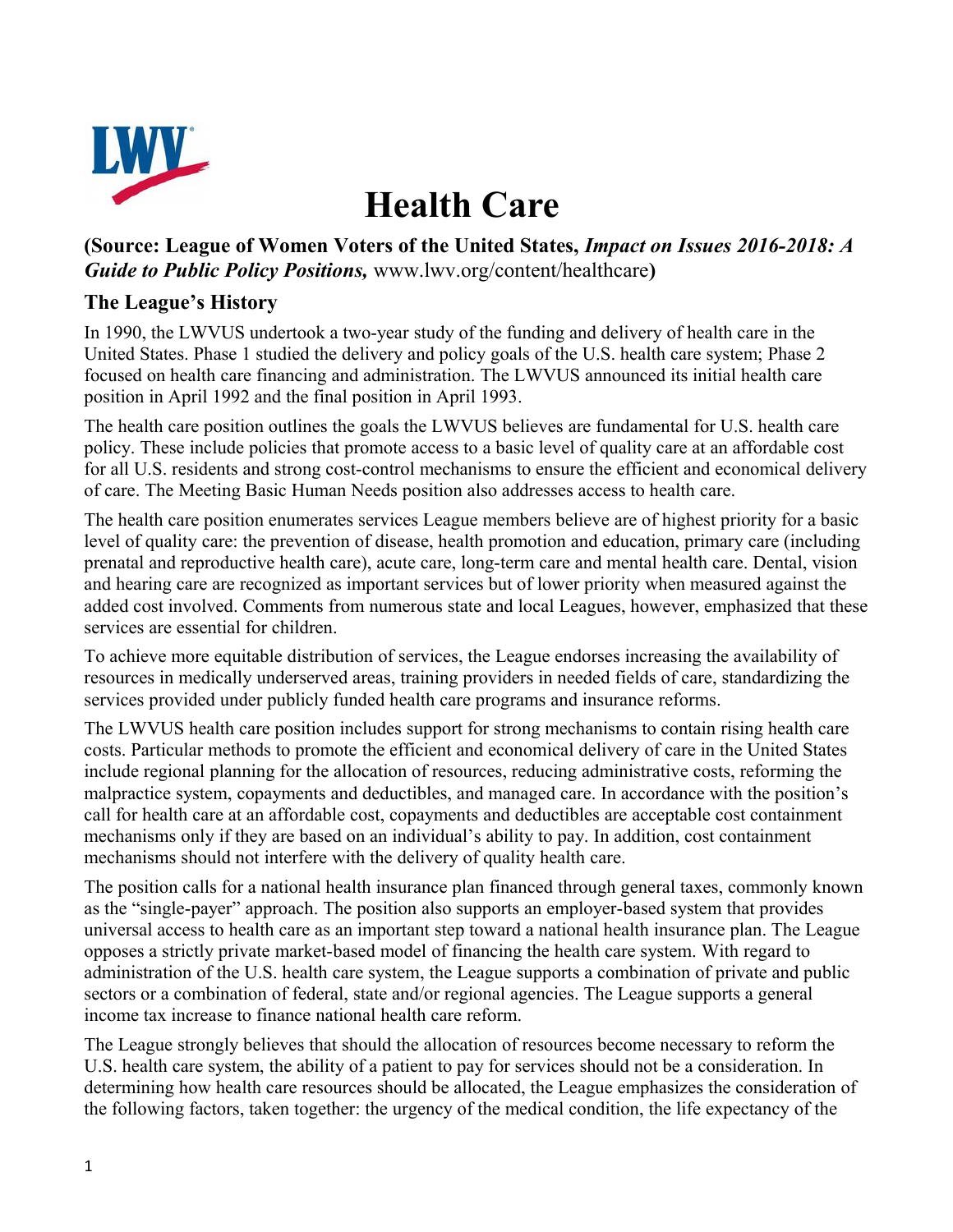# Health Care

**(Source: League of Women Voters of the United States, *Impact on Issues 2016-2018: A Guide to Public Policy Positions,* www.lwv.org/content/healthcare)**

## The League's History

In 1990, the LWVUS undertook a two-year study of the funding and delivery of health care in the United States. Phase 1 studied the delivery and policy goals of the U.S. health care system; Phase 2 focused on health care financing and administration. The LWVUS announced its initial health care position in April 1992 and the final position in April 1993.

The health care position outlines the goals the LWVUS believes are fundamental for U.S. health care policy. These include policies that promote access to a basic level of quality care at an affordable cost for all U.S. residents and strong cost-control mechanisms to ensure the efficient and economical delivery of care. The Meeting Basic Human Needs position also addresses access to health care.

The health care position enumerates services League members believe are of highest priority for a basic level of quality care: the prevention of disease, health promotion and education, primary care (including prenatal and reproductive health care), acute care, long-term care and mental health care. Dental, vision and hearing care are recognized as important services but of lower priority when measured against the added cost involved. Comments from numerous state and local Leagues, however, emphasized that these services are essential for children.

To achieve more equitable distribution of services, the League endorses increasing the availability of resources in medically underserved areas, training providers in needed fields of care, standardizing the services provided under publicly funded health care programs and insurance reforms.

The LWVUS health care position includes support for strong mechanisms to contain rising health care costs. Particular methods to promote the efficient and economical delivery of care in the United States include regional planning for the allocation of resources, reducing administrative costs, reforming the malpractice system, copayments and deductibles, and managed care. In accordance with the position's call for health care at an affordable cost, copayments and deductibles are acceptable cost containment mechanisms only if they are based on an individual's ability to pay. In addition, cost containment mechanisms should not interfere with the delivery of quality health care.

The position calls for a national health insurance plan financed through general taxes, commonly known as the "single-payer" approach. The position also supports an employer-based system that provides universal access to health care as an important step toward a national health insurance plan. The League opposes a strictly private market-based model of financing the health care system. With regard to administration of the U.S. health care system, the League supports a combination of private and public sectors or a combination of federal, state and/or regional agencies. The League supports a general income tax increase to finance national health care reform.

The League strongly believes that should the allocation of resources become necessary to reform the U.S. health care system, the ability of a patient to pay for services should not be a consideration. In determining how health care resources should be allocated, the League emphasizes the consideration of the following factors, taken together: the urgency of the medical condition, the life expectancy of the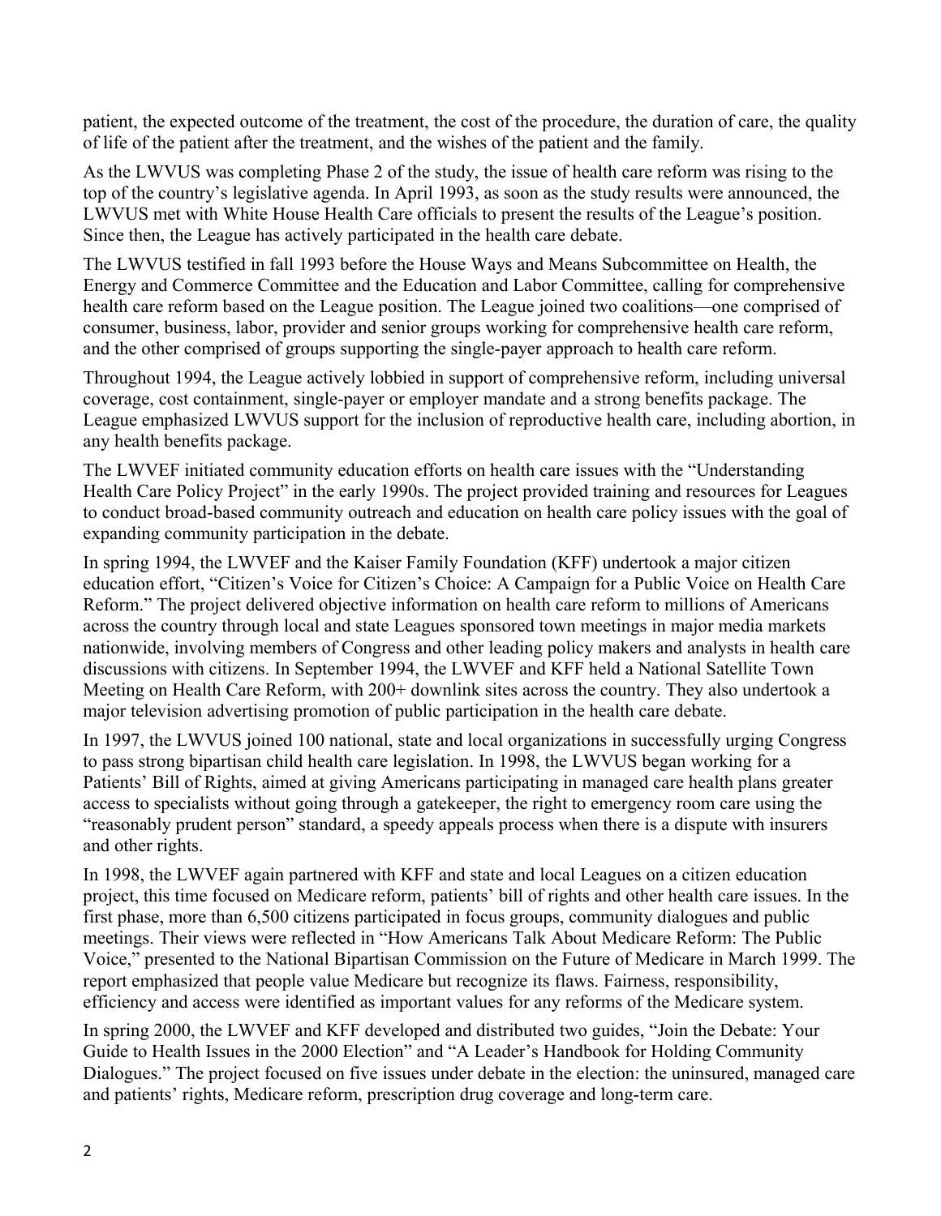patient, the expected outcome of the treatment, the cost of the procedure, the duration of care, the quality of life of the patient after the treatment, and the wishes of the patient and the family.

As the LWVUS was completing Phase 2 of the study, the issue of health care reform was rising to the top of the country's legislative agenda. In April 1993, as soon as the study results were announced, the LWVUS met with White House Health Care officials to present the results of the League's position. Since then, the League has actively participated in the health care debate.

The LWVUS testified in fall 1993 before the House Ways and Means Subcommittee on Health, the Energy and Commerce Committee and the Education and Labor Committee, calling for comprehensive health care reform based on the League position. The League joined two coalitions—one comprised of consumer, business, labor, provider and senior groups working for comprehensive health care reform, and the other comprised of groups supporting the single-payer approach to health care reform.

Throughout 1994, the League actively lobbied in support of comprehensive reform, including universal coverage, cost containment, single-payer or employer mandate and a strong benefits package. The League emphasized LWVUS support for the inclusion of reproductive health care, including abortion, in any health benefits package.

The LWVEF initiated community education efforts on health care issues with the "Understanding Health Care Policy Project" in the early 1990s. The project provided training and resources for Leagues to conduct broad-based community outreach and education on health care policy issues with the goal of expanding community participation in the debate.

In spring 1994, the LWVEF and the Kaiser Family Foundation (KFF) undertook a major citizen education effort, "Citizen's Voice for Citizen's Choice: A Campaign for a Public Voice on Health Care Reform." The project delivered objective information on health care reform to millions of Americans across the country through local and state Leagues sponsored town meetings in major media markets nationwide, involving members of Congress and other leading policy makers and analysts in health care discussions with citizens. In September 1994, the LWVEF and KFF held a National Satellite Town Meeting on Health Care Reform, with 200+ downlink sites across the country. They also undertook a major television advertising promotion of public participation in the health care debate.

In 1997, the LWVUS joined 100 national, state and local organizations in successfully urging Congress to pass strong bipartisan child health care legislation. In 1998, the LWVUS began working for a Patients' Bill of Rights, aimed at giving Americans participating in managed care health plans greater access to specialists without going through a gatekeeper, the right to emergency room care using the "reasonably prudent person" standard, a speedy appeals process when there is a dispute with insurers and other rights.

In 1998, the LWVEF again partnered with KFF and state and local Leagues on a citizen education project, this time focused on Medicare reform, patients' bill of rights and other health care issues. In the first phase, more than 6,500 citizens participated in focus groups, community dialogues and public meetings. Their views were reflected in "How Americans Talk About Medicare Reform: The Public Voice," presented to the National Bipartisan Commission on the Future of Medicare in March 1999. The report emphasized that people value Medicare but recognize its flaws. Fairness, responsibility, efficiency and access were identified as important values for any reforms of the Medicare system.

In spring 2000, the LWVEF and KFF developed and distributed two guides, "Join the Debate: Your Guide to Health Issues in the 2000 Election" and "A Leader's Handbook for Holding Community Dialogues." The project focused on five issues under debate in the election: the uninsured, managed care and patients' rights, Medicare reform, prescription drug coverage and long-term care.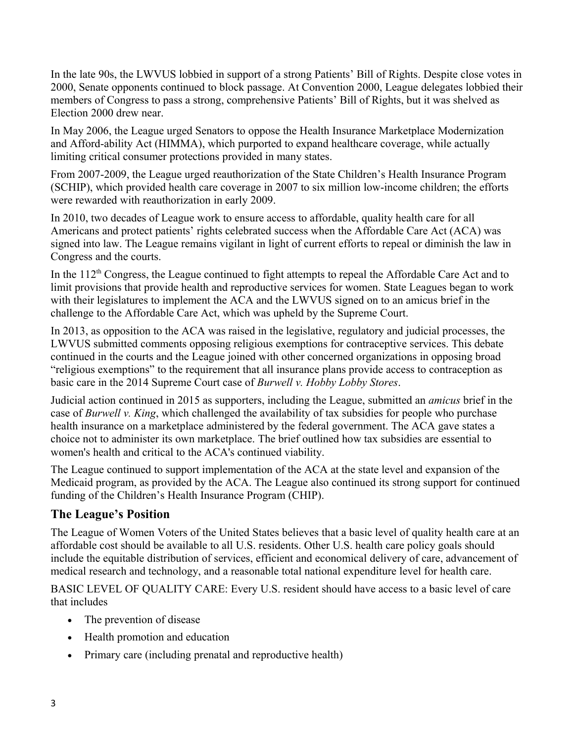In the late 90s, the LWVUS lobbied in support of a strong Patients' Bill of Rights. Despite close votes in 2000, Senate opponents continued to block passage. At Convention 2000, League delegates lobbied their members of Congress to pass a strong, comprehensive Patients' Bill of Rights, but it was shelved as Election 2000 drew near.

In May 2006, the League urged Senators to oppose the Health Insurance Marketplace Modernization and Afford-ability Act (HIMMA), which purported to expand healthcare coverage, while actually limiting critical consumer protections provided in many states.

From 2007-2009, the League urged reauthorization of the State Children's Health Insurance Program (SCHIP), which provided health care coverage in 2007 to six million low-income children; the efforts were rewarded with reauthorization in early 2009.

In 2010, two decades of League work to ensure access to affordable, quality health care for all Americans and protect patients' rights celebrated success when the Affordable Care Act (ACA) was signed into law. The League remains vigilant in light of current efforts to repeal or diminish the law in Congress and the courts.

In the 112th Congress, the League continued to fight attempts to repeal the Affordable Care Act and to limit provisions that provide health and reproductive services for women. State Leagues began to work with their legislatures to implement the ACA and the LWVUS signed on to an amicus brief in the challenge to the Affordable Care Act, which was upheld by the Supreme Court.

In 2013, as opposition to the ACA was raised in the legislative, regulatory and judicial processes, the LWVUS submitted comments opposing religious exemptions for contraceptive services. This debate continued in the courts and the League joined with other concerned organizations in opposing broad "religious exemptions" to the requirement that all insurance plans provide access to contraception as basic care in the 2014 Supreme Court case of *Burwell v. Hobby Lobby Stores*.

Judicial action continued in 2015 as supporters, including the League, submitted an *amicus* brief in the case of *Burwell v. King*, which challenged the availability of tax subsidies for people who purchase health insurance on a marketplace administered by the federal government. The ACA gave states a choice not to administer its own marketplace. The brief outlined how tax subsidies are essential to women's health and critical to the ACA's continued viability.

The League continued to support implementation of the ACA at the state level and expansion of the Medicaid program, as provided by the ACA. The League also continued its strong support for continued funding of the Children's Health Insurance Program (CHIP).

## The League's Position

The League of Women Voters of the United States believes that a basic level of quality health care at an affordable cost should be available to all U.S. residents. Other U.S. health care policy goals should include the equitable distribution of services, efficient and economical delivery of care, advancement of medical research and technology, and a reasonable total national expenditure level for health care.

BASIC LEVEL OF QUALITY CARE: Every U.S. resident should have access to a basic level of care that includes

- The prevention of disease
- Health promotion and education
- Primary care (including prenatal and reproductive health)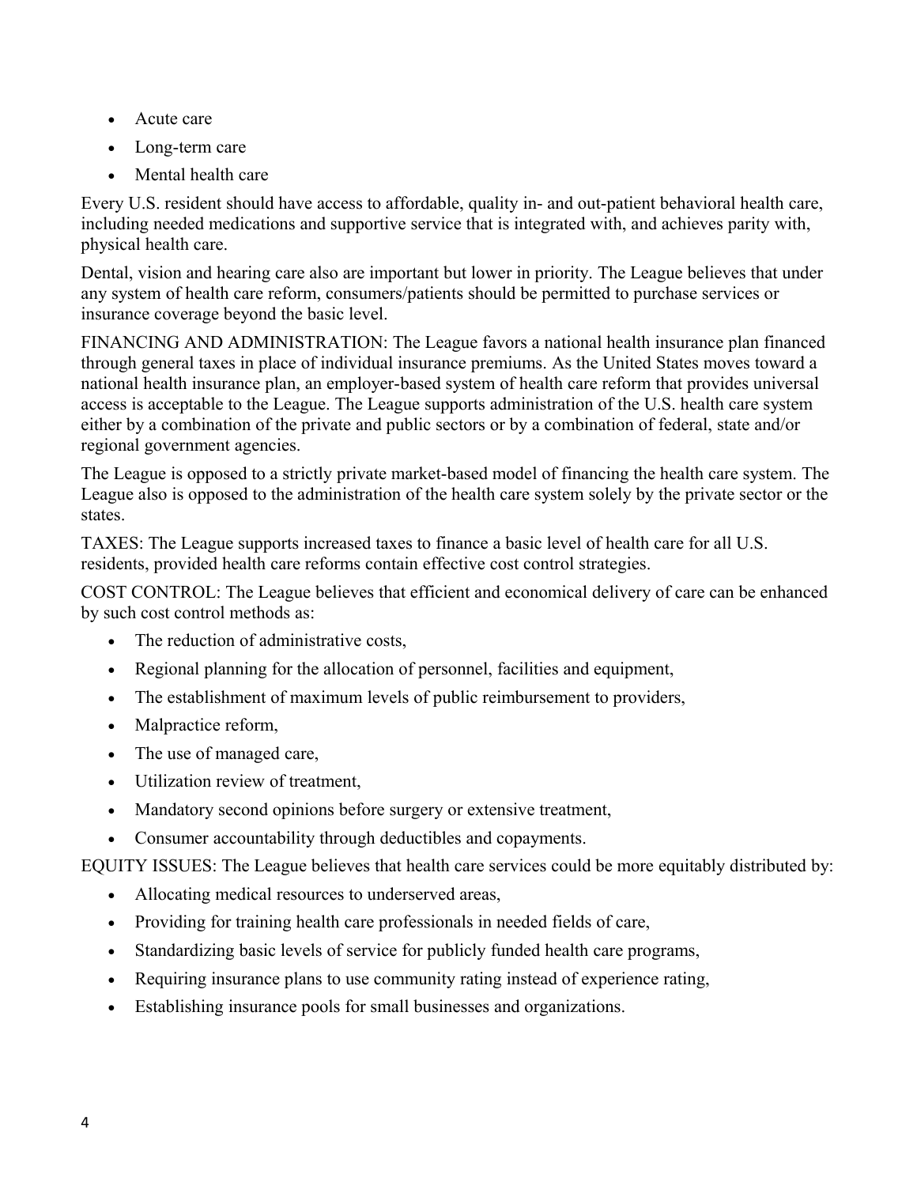- Acute care
- Long-term care
- Mental health care

Every U.S. resident should have access to affordable, quality in- and out-patient behavioral health care, including needed medications and supportive service that is integrated with, and achieves parity with, physical health care.

Dental, vision and hearing care also are important but lower in priority. The League believes that under any system of health care reform, consumers/patients should be permitted to purchase services or insurance coverage beyond the basic level.

FINANCING AND ADMINISTRATION: The League favors a national health insurance plan financed through general taxes in place of individual insurance premiums. As the United States moves toward a national health insurance plan, an employer-based system of health care reform that provides universal access is acceptable to the League. The League supports administration of the U.S. health care system either by a combination of the private and public sectors or by a combination of federal, state and/or regional government agencies.

The League is opposed to a strictly private market-based model of financing the health care system. The League also is opposed to the administration of the health care system solely by the private sector or the states.

TAXES: The League supports increased taxes to finance a basic level of health care for all U.S. residents, provided health care reforms contain effective cost control strategies.

COST CONTROL: The League believes that efficient and economical delivery of care can be enhanced by such cost control methods as:

- The reduction of administrative costs,
- Regional planning for the allocation of personnel, facilities and equipment,
- The establishment of maximum levels of public reimbursement to providers,
- Malpractice reform,
- The use of managed care,
- Utilization review of treatment,
- Mandatory second opinions before surgery or extensive treatment,
- Consumer accountability through deductibles and copayments.

EQUITY ISSUES: The League believes that health care services could be more equitably distributed by:

- Allocating medical resources to underserved areas,
- Providing for training health care professionals in needed fields of care,
- Standardizing basic levels of service for publicly funded health care programs,
- Requiring insurance plans to use community rating instead of experience rating,
- Establishing insurance pools for small businesses and organizations.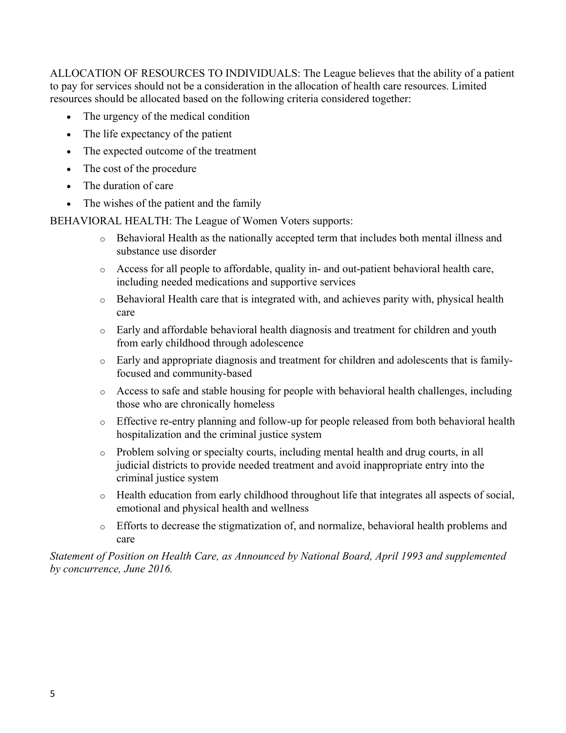ALLOCATION OF RESOURCES TO INDIVIDUALS: The League believes that the ability of a patient to pay for services should not be a consideration in the allocation of health care resources. Limited resources should be allocated based on the following criteria considered together:

- The urgency of the medical condition
- The life expectancy of the patient
- The expected outcome of the treatment
- The cost of the procedure
- The duration of care
- The wishes of the patient and the family

BEHAVIORAL HEALTH: The League of Women Voters supports:

- Behavioral Health as the nationally accepted term that includes both mental illness and substance use disorder
- Access for all people to affordable, quality in- and out-patient behavioral health care, including needed medications and supportive services
- Behavioral Health care that is integrated with, and achieves parity with, physical health care
- Early and affordable behavioral health diagnosis and treatment for children and youth from early childhood through adolescence
- Early and appropriate diagnosis and treatment for children and adolescents that is family-focused and community-based
- Access to safe and stable housing for people with behavioral health challenges, including those who are chronically homeless
- Effective re-entry planning and follow-up for people released from both behavioral health hospitalization and the criminal justice system
- Problem solving or specialty courts, including mental health and drug courts, in all judicial districts to provide needed treatment and avoid inappropriate entry into the criminal justice system
- Health education from early childhood throughout life that integrates all aspects of social, emotional and physical health and wellness
- Efforts to decrease the stigmatization of, and normalize, behavioral health problems and care

*Statement of Position on Health Care, as Announced by National Board, April 1993 and supplemented by concurrence, June 2016.*